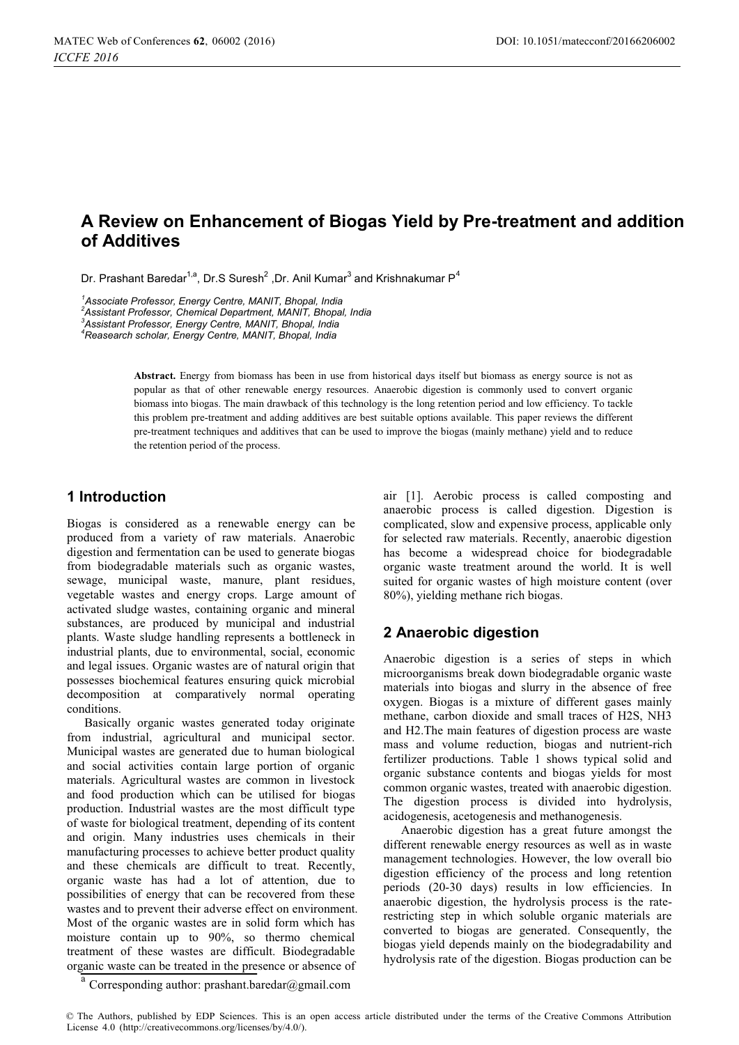# A Review on Enhancement of Biogas Yield by Pre-treatment and addition of Additives

Dr. Prashant Baredar[1,a], Dr.S Suresh[2] ,Dr. Anil Kumar[3] and Krishnakumar P[4]

[1]*Associate Professor, Energy Centre, MANIT, Bhopal, India*
[2]*Assistant Professor, Chemical Department, MANIT, Bhopal, India*
[3]*Assistant Professor, Energy Centre, MANIT, Bhopal, India*
[4]*Reasearch scholar, Energy Centre, MANIT, Bhopal, India*

**Abstract.** Energy from biomass has been in use from historical days itself but biomass as energy source is not as popular as that of other renewable energy resources. Anaerobic digestion is commonly used to convert organic biomass into biogas. The main drawback of this technology is the long retention period and low efficiency. To tackle this problem pre-treatment and adding additives are best suitable options available. This paper reviews the different pre-treatment techniques and additives that can be used to improve the biogas (mainly methane) yield and to reduce the retention period of the process.

## 1 Introduction

Biogas is considered as a renewable energy can be produced from a variety of raw materials. Anaerobic digestion and fermentation can be used to generate biogas from biodegradable materials such as organic wastes, sewage, municipal waste, manure, plant residues, vegetable wastes and energy crops. Large amount of activated sludge wastes, containing organic and mineral substances, are produced by municipal and industrial plants. Waste sludge handling represents a bottleneck in industrial plants, due to environmental, social, economic and legal issues. Organic wastes are of natural origin that possesses biochemical features ensuring quick microbial decomposition at comparatively normal operating conditions.

Basically organic wastes generated today originate from industrial, agricultural and municipal sector. Municipal wastes are generated due to human biological and social activities contain large portion of organic materials. Agricultural wastes are common in livestock and food production which can be utilised for biogas production. Industrial wastes are the most difficult type of waste for biological treatment, depending of its content and origin. Many industries uses chemicals in their manufacturing processes to achieve better product quality and these chemicals are difficult to treat. Recently, organic waste has had a lot of attention, due to possibilities of energy that can be recovered from these wastes and to prevent their adverse effect on environment. Most of the organic wastes are in solid form which has moisture contain up to 90%, so thermo chemical treatment of these wastes are difficult. Biodegradable organic waste can be treated in the presence or absence of air [1]. Aerobic process is called composting and anaerobic process is called digestion. Digestion is complicated, slow and expensive process, applicable only for selected raw materials. Recently, anaerobic digestion has become a widespread choice for biodegradable organic waste treatment around the world. It is well suited for organic wastes of high moisture content (over 80%), yielding methane rich biogas.

[a] Corresponding author: prashant.baredar@gmail.com

## 2 Anaerobic digestion

Anaerobic digestion is a series of steps in which microorganisms break down biodegradable organic waste materials into biogas and slurry in the absence of free oxygen. Biogas is a mixture of different gases mainly methane, carbon dioxide and small traces of $H_2S$, $NH_3$ and $H_2$.The main features of digestion process are waste mass and volume reduction, biogas and nutrient-rich fertilizer productions. Table 1 shows typical solid and organic substance contents and biogas yields for most common organic wastes, treated with anaerobic digestion. The digestion process is divided into hydrolysis, acidogenesis, acetogenesis and methanogenesis.

Anaerobic digestion has a great future amongst the different renewable energy resources as well as in waste management technologies. However, the low overall bio digestion efficiency of the process and long retention periods (20-30 days) results in low efficiencies. In anaerobic digestion, the hydrolysis process is the rate-restricting step in which soluble organic materials are converted to biogas are generated. Consequently, the biogas yield depends mainly on the biodegradability and hydrolysis rate of the digestion. Biogas production can be

© The Authors, published by EDP Sciences. This is an open access article distributed under the terms of the Creative Commons Attribution License 4.0 (http://creativecommons.org/licenses/by/4.0/).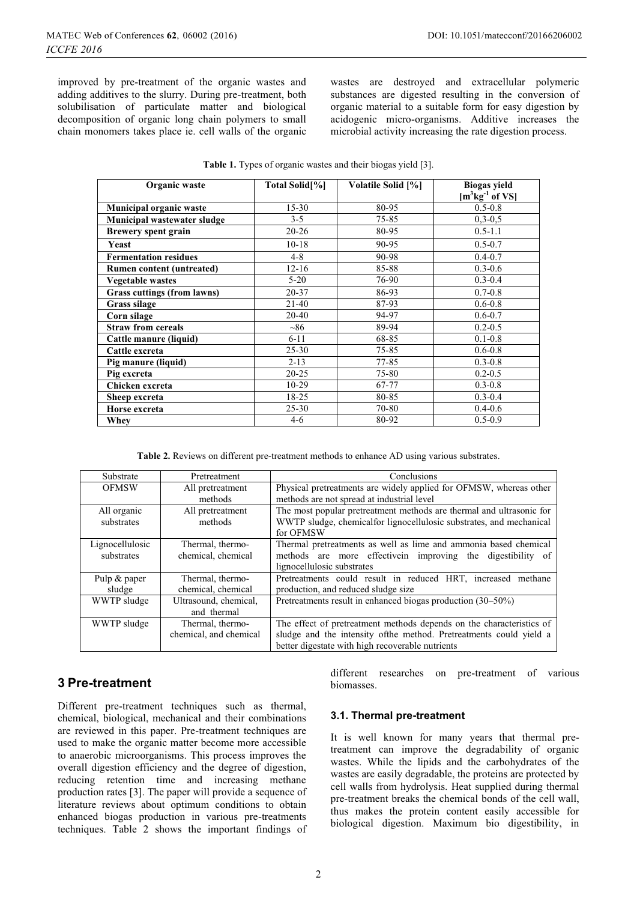improved by pre-treatment of the organic wastes and adding additives to the slurry. During pre-treatment, both solubilisation of particulate matter and biological decomposition of organic long chain polymers to small chain monomers takes place ie. cell walls of the organic wastes are destroyed and extracellular polymeric substances are digested resulting in the conversion of organic material to a suitable form for easy digestion by acidogenic micro-organisms. Additive increases the microbial activity increasing the rate digestion process.

**Table 1.** Types of organic wastes and their biogas yield [3].

| Organic waste | Total Solid[%] | Volatile Solid [%] | Biogas yield [$m^3kg^{-1}$ of VS] |
|---|---|---|---|
| **Municipal organic waste** | 15-30 | 80-95 | 0.5-0.8 |
| **Municipal wastewater sludge** | 3-5 | 75-85 | 0,3-0,5 |
| **Brewery spent grain** | 20-26 | 80-95 | 0.5-1.1 |
| **Yeast** | 10-18 | 90-95 | 0.5-0.7 |
| **Fermentation residues** | 4-8 | 90-98 | 0.4-0.7 |
| **Rumen content (untreated)** | 12-16 | 85-88 | 0.3-0.6 |
| **Vegetable wastes** | 5-20 | 76-90 | 0.3-0.4 |
| **Grass cuttings (from lawns)** | 20-37 | 86-93 | 0.7-0.8 |
| **Grass silage** | 21-40 | 87-93 | 0.6-0.8 |
| **Corn silage** | 20-40 | 94-97 | 0.6-0.7 |
| **Straw from cereals** | ~86 | 89-94 | 0.2-0.5 |
| **Cattle manure (liquid)** | 6-11 | 68-85 | 0.1-0.8 |
| **Cattle excreta** | 25-30 | 75-85 | 0.6-0.8 |
| **Pig manure (liquid)** | 2-13 | 77-85 | 0.3-0.8 |
| **Pig excreta** | 20-25 | 75-80 | 0.2-0.5 |
| **Chicken excreta** | 10-29 | 67-77 | 0.3-0.8 |
| **Sheep excreta** | 18-25 | 80-85 | 0.3-0.4 |
| **Horse excreta** | 25-30 | 70-80 | 0.4-0.6 |
| **Whey** | 4-6 | 80-92 | 0.5-0.9 |

**Table 2.** Reviews on different pre-treatment methods to enhance AD using various substrates.

| Substrate | Pretreatment | Conclusions |
|---|---|---|
| OFMSW | All pretreatment methods | Physical pretreatments are widely applied for OFMSW, whereas other methods are not spread at industrial level |
| All organic substrates | All pretreatment methods | The most popular pretreatment methods are thermal and ultrasonic for WWTP sludge, chemicalfor lignocellulosic substrates, and mechanical for OFMSW |
| Lignocellulosic substrates | Thermal, thermo-chemical, chemical | Thermal pretreatments as well as lime and ammonia based chemical methods are more effectivein improving the digestibility of lignocellulosic substrates |
| Pulp & paper sludge | Thermal, thermo-chemical, chemical | Pretreatments could result in reduced HRT, increased methane production, and reduced sludge size |
| WWTP sludge | Ultrasound, chemical, and thermal | Pretreatments result in enhanced biogas production (30–50%) |
| WWTP sludge | Thermal, thermo-chemical, and chemical | The effect of pretreatment methods depends on the characteristics of sludge and the intensity ofthe method. Pretreatments could yield a better digestate with high recoverable nutrients |

## 3 Pre-treatment

Different pre-treatment techniques such as thermal, chemical, biological, mechanical and their combinations are reviewed in this paper. Pre-treatment techniques are used to make the organic matter become more accessible to anaerobic microorganisms. This process improves the overall digestion efficiency and the degree of digestion, reducing retention time and increasing methane production rates [3]. The paper will provide a sequence of literature reviews about optimum conditions to obtain enhanced biogas production in various pre-treatments techniques. Table 2 shows the important findings of different researches on pre-treatment of various biomasses.

### 3.1. Thermal pre-treatment

It is well known for many years that thermal pre-treatment can improve the degradability of organic wastes. While the lipids and the carbohydrates of the wastes are easily degradable, the proteins are protected by cell walls from hydrolysis. Heat supplied during thermal pre-treatment breaks the chemical bonds of the cell wall, thus makes the protein content easily accessible for biological digestion. Maximum bio digestibility, in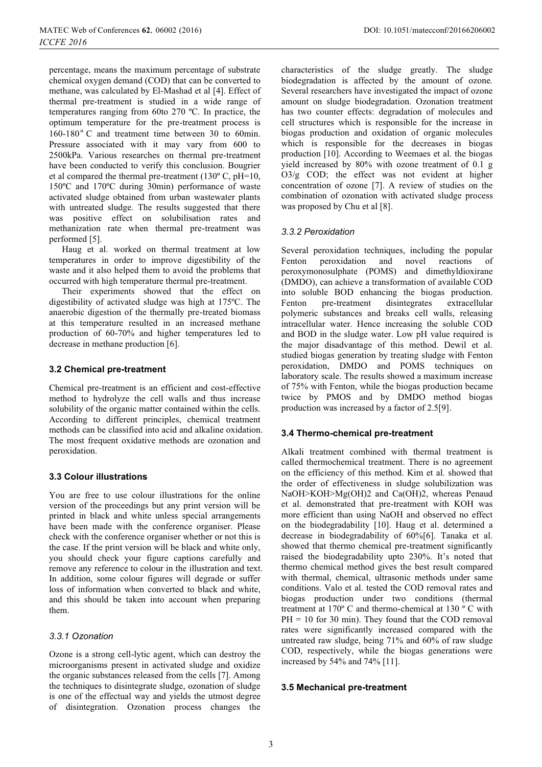percentage, means the maximum percentage of substrate chemical oxygen demand (COD) that can be converted to methane, was calculated by El-Mashad et al [4]. Effect of thermal pre-treatment is studied in a wide range of temperatures ranging from 60to 270 ºC. In practice, the optimum temperature for the pre-treatment process is 160-180 $^{o}$ C and treatment time between 30 to 60min. Pressure associated with it may vary from 600 to 2500kPa. Various researches on thermal pre-treatment have been conducted to verify this conclusion. Bougrier et al compared the thermal pre-treatment (130º C, pH=10, 150ºC and 170ºC during 30min) performance of waste activated sludge obtained from urban wastewater plants with untreated sludge. The results suggested that there was positive effect on solubilisation rates and methanization rate when thermal pre-treatment was performed [5].

Haug et al. worked on thermal treatment at low temperatures in order to improve digestibility of the waste and it also helped them to avoid the problems that occurred with high temperature thermal pre-treatment.

Their experiments showed that the effect on digestibility of activated sludge was high at 175ºC. The anaerobic digestion of the thermally pre-treated biomass at this temperature resulted in an increased methane production of 60-70% and higher temperatures led to decrease in methane production [6].

### 3.2 Chemical pre-treatment

Chemical pre-treatment is an efficient and cost-effective method to hydrolyze the cell walls and thus increase solubility of the organic matter contained within the cells. According to different principles, chemical treatment methods can be classified into acid and alkaline oxidation. The most frequent oxidative methods are ozonation and peroxidation.

### 3.3 Colour illustrations

You are free to use colour illustrations for the online version of the proceedings but any print version will be printed in black and white unless special arrangements have been made with the conference organiser. Please check with the conference organiser whether or not this is the case. If the print version will be black and white only, you should check your figure captions carefully and remove any reference to colour in the illustration and text. In addition, some colour figures will degrade or suffer loss of information when converted to black and white, and this should be taken into account when preparing them.

#### *3.3.1 Ozonation*

Ozone is a strong cell-lytic agent, which can destroy the microorganisms present in activated sludge and oxidize the organic substances released from the cells [7]. Among the techniques to disintegrate sludge, ozonation of sludge is one of the effectual way and yields the utmost degree of disintegration. Ozonation process changes the characteristics of the sludge greatly. The sludge biodegradation is affected by the amount of ozone. Several researchers have investigated the impact of ozone amount on sludge biodegradation. Ozonation treatment has two counter effects: degradation of molecules and cell structures which is responsible for the increase in biogas production and oxidation of organic molecules which is responsible for the decreases in biogas production [10]. According to Weemaes et al. the biogas yield increased by 80% with ozone treatment of 0.1 g $O_3$/g COD; the effect was not evident at higher concentration of ozone [7]. A review of studies on the combination of ozonation with activated sludge process was proposed by Chu et al [8].

#### *3.3.2 Peroxidation*

Several peroxidation techniques, including the popular Fenton peroxidation and novel reactions of peroxymonosulphate (POMS) and dimethyldioxirane (DMDO), can achieve a transformation of available COD into soluble BOD enhancing the biogas production. Fenton pre-treatment disintegrates extracellular polymeric substances and breaks cell walls, releasing intracellular water. Hence increasing the soluble COD and BOD in the sludge water. Low pH value required is the major disadvantage of this method. Dewil et al. studied biogas generation by treating sludge with Fenton peroxidation, DMDO and POMS techniques on laboratory scale. The results showed a maximum increase of 75% with Fenton, while the biogas production became twice by PMOS and by DMDO method biogas production was increased by a factor of 2.5[9].

### 3.4 Thermo-chemical pre-treatment

Alkali treatment combined with thermal treatment is called thermochemical treatment. There is no agreement on the efficiency of this method. Kim et al. showed that the order of effectiveness in sludge solubilization was NaOH>KOH>$Mg(OH)_2$ and $Ca(OH)_2$, whereas Penaud et al. demonstrated that pre-treatment with KOH was more efficient than using NaOH and observed no effect on the biodegradability [10]. Haug et al. determined a decrease in biodegradability of 60%[6]. Tanaka et al. showed that thermo chemical pre-treatment significantly raised the biodegradability upto 230%. It's noted that thermo chemical method gives the best result compared with thermal, chemical, ultrasonic methods under same conditions. Valo et al. tested the COD removal rates and biogas production under two conditions (thermal treatment at 170º C and thermo-chemical at 130 º C with PH = 10 for 30 min). They found that the COD removal rates were significantly increased compared with the untreated raw sludge, being 71% and 60% of raw sludge COD, respectively, while the biogas generations were increased by 54% and 74% [11].

### 3.5 Mechanical pre-treatment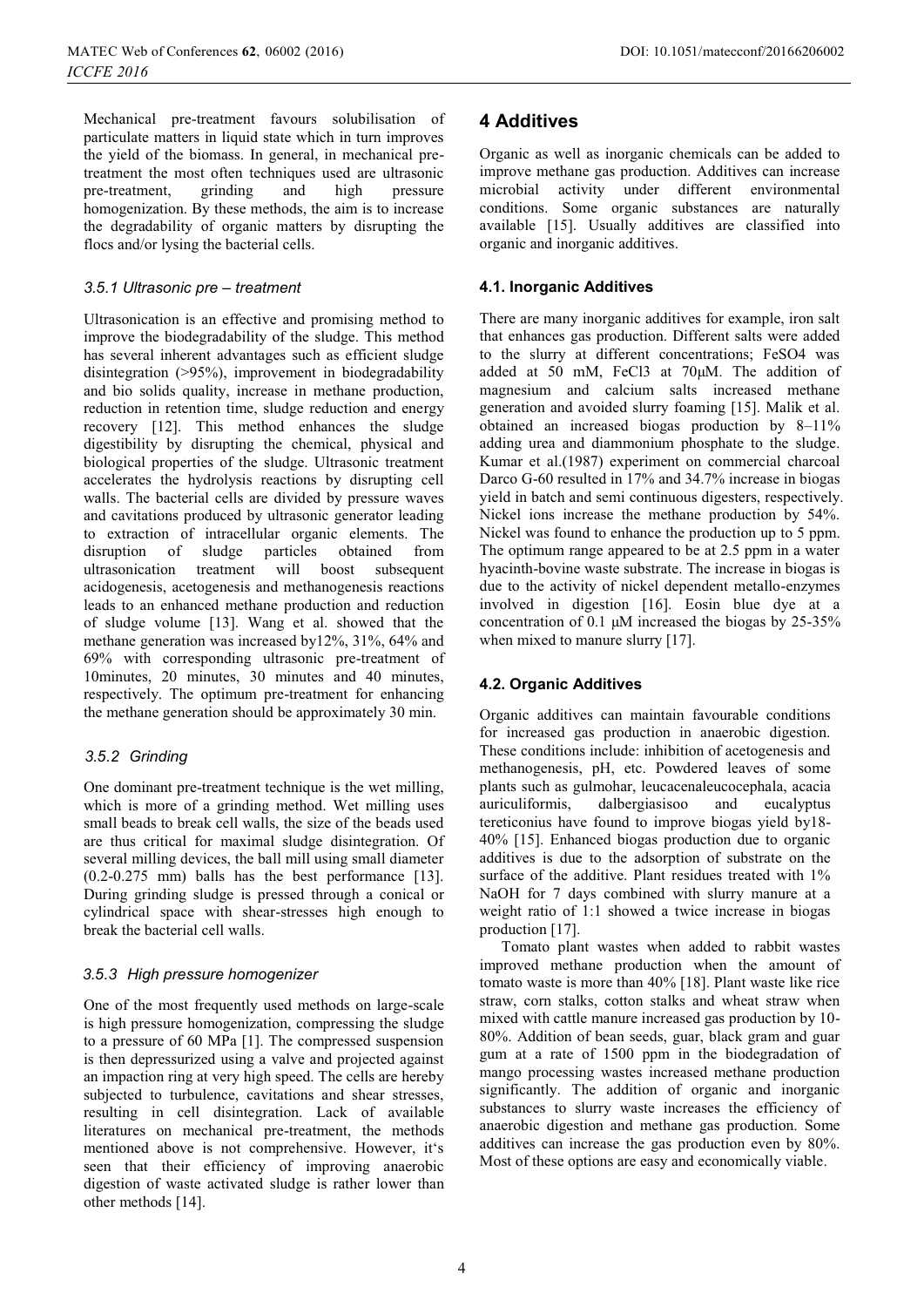Mechanical pre-treatment favours solubilisation of particulate matters in liquid state which in turn improves the yield of the biomass. In general, in mechanical pre-treatment the most often techniques used are ultrasonic pre-treatment, grinding and high pressure homogenization. By these methods, the aim is to increase the degradability of organic matters by disrupting the flocs and/or lysing the bacterial cells.

### *3.5.1 Ultrasonic pre – treatment*

Ultrasonication is an effective and promising method to improve the biodegradability of the sludge. This method has several inherent advantages such as efficient sludge disintegration (>95%), improvement in biodegradability and bio solids quality, increase in methane production, reduction in retention time, sludge reduction and energy recovery [12]. This method enhances the sludge digestibility by disrupting the chemical, physical and biological properties of the sludge. Ultrasonic treatment accelerates the hydrolysis reactions by disrupting cell walls. The bacterial cells are divided by pressure waves and cavitations produced by ultrasonic generator leading to extraction of intracellular organic elements. The disruption of sludge particles obtained from ultrasonication treatment will boost subsequent acidogenesis, acetogenesis and methanogenesis reactions leads to an enhanced methane production and reduction of sludge volume [13]. Wang et al. showed that the methane generation was increased by12%, 31%, 64% and 69% with corresponding ultrasonic pre-treatment of 10minutes, 20 minutes, 30 minutes and 40 minutes, respectively. The optimum pre-treatment for enhancing the methane generation should be approximately 30 min.

### *3.5.2 Grinding*

One dominant pre-treatment technique is the wet milling, which is more of a grinding method. Wet milling uses small beads to break cell walls, the size of the beads used are thus critical for maximal sludge disintegration. Of several milling devices, the ball mill using small diameter (0.2-0.275 mm) balls has the best performance [13]. During grinding sludge is pressed through a conical or cylindrical space with shear-stresses high enough to break the bacterial cell walls.

### *3.5.3 High pressure homogenizer*

One of the most frequently used methods on large-scale is high pressure homogenization, compressing the sludge to a pressure of 60 MPa [1]. The compressed suspension is then depressurized using a valve and projected against an impaction ring at very high speed. The cells are hereby subjected to turbulence, cavitations and shear stresses, resulting in cell disintegration. Lack of available literatures on mechanical pre-treatment, the methods mentioned above is not comprehensive. However, it's seen that their efficiency of improving anaerobic digestion of waste activated sludge is rather lower than other methods [14].

## 4 Additives

Organic as well as inorganic chemicals can be added to improve methane gas production. Additives can increase microbial activity under different environmental conditions. Some organic substances are naturally available [15]. Usually additives are classified into organic and inorganic additives.

### 4.1. Inorganic Additives

There are many inorganic additives for example, iron salt that enhances gas production. Different salts were added to the slurry at different concentrations; $FeSO_4$ was added at 50 mM, $FeCl_3$ at 70μM. The addition of magnesium and calcium salts increased methane generation and avoided slurry foaming [15]. Malik et al. obtained an increased biogas production by 8–11% adding urea and diammonium phosphate to the sludge. Kumar et al.(1987) experiment on commercial charcoal Darco G-60 resulted in 17% and 34.7% increase in biogas yield in batch and semi continuous digesters, respectively. Nickel ions increase the methane production by 54%. Nickel was found to enhance the production up to 5 ppm. The optimum range appeared to be at 2.5 ppm in a water hyacinth-bovine waste substrate. The increase in biogas is due to the activity of nickel dependent metallo-enzymes involved in digestion [16]. Eosin blue dye at a concentration of 0.1 μM increased the biogas by 25-35% when mixed to manure slurry [17].

### 4.2. Organic Additives

Organic additives can maintain favourable conditions for increased gas production in anaerobic digestion. These conditions include: inhibition of acetogenesis and methanogenesis, pH, etc. Powdered leaves of some plants such as gulmohar, leucacenaleucocephala, acacia auriculiformis, dalbergiasisoo and eucalyptus tereticonius have found to improve biogas yield by18-40% [15]. Enhanced biogas production due to organic additives is due to the adsorption of substrate on the surface of the additive. Plant residues treated with 1% NaOH for 7 days combined with slurry manure at a weight ratio of 1:1 showed a twice increase in biogas production [17].

Tomato plant wastes when added to rabbit wastes improved methane production when the amount of tomato waste is more than 40% [18]. Plant waste like rice straw, corn stalks, cotton stalks and wheat straw when mixed with cattle manure increased gas production by 10-80%. Addition of bean seeds, guar, black gram and guar gum at a rate of 1500 ppm in the biodegradation of mango processing wastes increased methane production significantly. The addition of organic and inorganic substances to slurry waste increases the efficiency of anaerobic digestion and methane gas production. Some additives can increase the gas production even by 80%. Most of these options are easy and economically viable.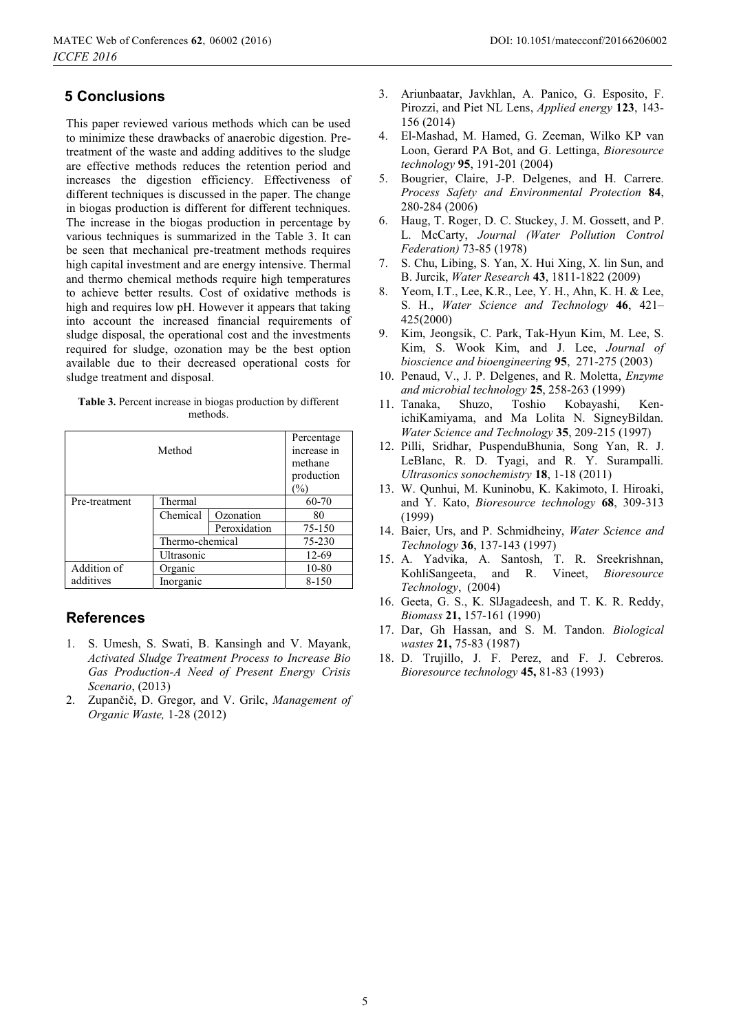## 5 Conclusions

This paper reviewed various methods which can be used to minimize these drawbacks of anaerobic digestion. Pre-treatment of the waste and adding additives to the sludge are effective methods reduces the retention period and increases the digestion efficiency. Effectiveness of different techniques is discussed in the paper. The change in biogas production is different for different techniques. The increase in the biogas production in percentage by various techniques is summarized in the Table 3. It can be seen that mechanical pre-treatment methods requires high capital investment and are energy intensive. Thermal and thermo chemical methods require high temperatures to achieve better results. Cost of oxidative methods is high and requires low pH. However it appears that taking into account the increased financial requirements of sludge disposal, the operational cost and the investments required for sludge, ozonation may be the best option available due to their decreased operational costs for sludge treatment and disposal.

**Table 3.** Percent increase in biogas production by different methods.

| Method | | | Percentage increase in methane production (%) |
|---|---|---|---|
| Pre-treatment | Thermal | | 60-70 |
| | Chemical | Ozonation | 80 |
| | | Peroxidation | 75-150 |
| | Thermo-chemical | | 75-230 |
| | Ultrasonic | | 12-69 |
| Addition of additives | Organic | | 10-80 |
| | Inorganic | | 8-150 |

## References

1. S. Umesh, S. Swati, B. Kansingh and V. Mayank, *Activated Sludge Treatment Process to Increase Bio Gas Production-A Need of Present Energy Crisis Scenario*, (2013)
2. Zupančič, D. Gregor, and V. Grilc, *Management of Organic Waste,* 1-28 (2012)
3. Ariunbaatar, Javkhlan, A. Panico, G. Esposito, F. Pirozzi, and Piet NL Lens, *Applied energy* **123**, 143-156 (2014)
4. El-Mashad, M. Hamed, G. Zeeman, Wilko KP van Loon, Gerard PA Bot, and G. Lettinga, *Bioresource technology* **95**, 191-201 (2004)
5. Bougrier, Claire, J-P. Delgenes, and H. Carrere. *Process Safety and Environmental Protection* **84**, 280-284 (2006)
6. Haug, T. Roger, D. C. Stuckey, J. M. Gossett, and P. L. McCarty, *Journal (Water Pollution Control Federation)* 73-85 (1978)
7. S. Chu, Libing, S. Yan, X. Hui Xing, X. lin Sun, and B. Jurcik, *Water Research* **43**, 1811-1822 (2009)
8. Yeom, I.T., Lee, K.R., Lee, Y. H., Ahn, K. H. & Lee, S. H., *Water Science and Technology* **46**, 421–425(2000)
9. Kim, Jeongsik, C. Park, Tak-Hyun Kim, M. Lee, S. Kim, S. Wook Kim, and J. Lee, *Journal of bioscience and bioengineering* **95**, 271-275 (2003)
10. Penaud, V., J. P. Delgenes, and R. Moletta, *Enzyme and microbial technology* **25**, 258-263 (1999)
11. Tanaka, Shuzo, Toshio Kobayashi, Ken-ichiKamiyama, and Ma Lolita N. SigneyBildan. *Water Science and Technology* **35**, 209-215 (1997)
12. Pilli, Sridhar, PuspenduBhunia, Song Yan, R. J. LeBlanc, R. D. Tyagi, and R. Y. Surampalli. *Ultrasonics sonochemistry* **18**, 1-18 (2011)
13. W. Qunhui, M. Kuninobu, K. Kakimoto, I. Hiroaki, and Y. Kato, *Bioresource technology* **68**, 309-313 (1999)
14. Baier, Urs, and P. Schmidheiny, *Water Science and Technology* **36**, 137-143 (1997)
15. A. Yadvika, A. Santosh, T. R. Sreekrishnan, KohliSangeeta, and R. Vineet, *Bioresource Technology*, (2004)
16. Geeta, G. S., K. SlJagadeesh, and T. K. R. Reddy, *Biomass* **21,** 157-161 (1990)
17. Dar, Gh Hassan, and S. M. Tandon. *Biological wastes* **21,** 75-83 (1987)
18. D. Trujillo, J. F. Perez, and F. J. Cebreros. *Bioresource technology* **45,** 81-83 (1993)